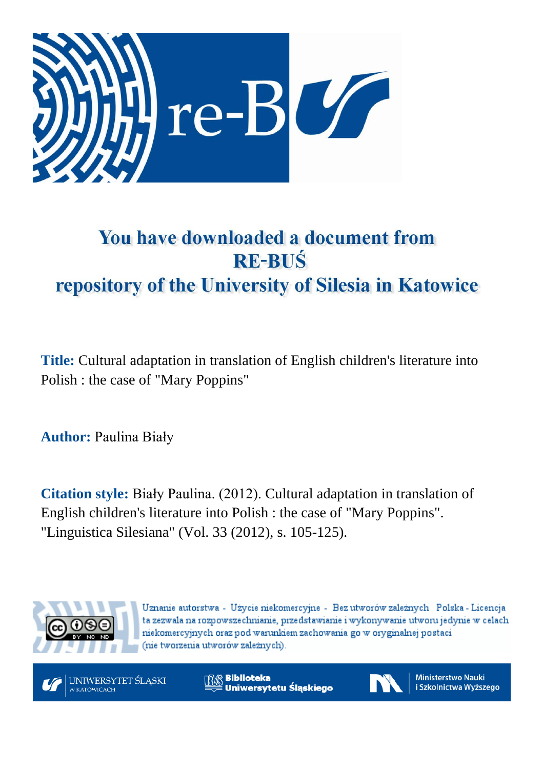# You have downloaded a document from RE-BUŚ repository of the University of Silesia in Katowice

**Title:** Cultural adaptation in translation of English children's literature into Polish : the case of "Mary Poppins"

**Author:** Paulina Biały

**Citation style:** Biały Paulina. (2012). Cultural adaptation in translation of English children's literature into Polish : the case of "Mary Poppins". "Linguistica Silesiana" (Vol. 33 (2012), s. 105-125).

Uznanie autorstwa - Użycie niekomercyjne - Bez utworów zależnych Polska - Licencja ta zezwala na rozpowszechnianie, przedstawianie i wykonywanie utworu jedynie w celach niekomercyjnych oraz pod warunkiem zachowania go w oryginalnej postaci (nie tworzenia utworów zależnych).

UNIWERSYTET ŚLĄSKI W KATOWICACH

Biblioteka Uniwersytetu Śląskiego

Ministerstwo Nauki i Szkolnictwa Wyższego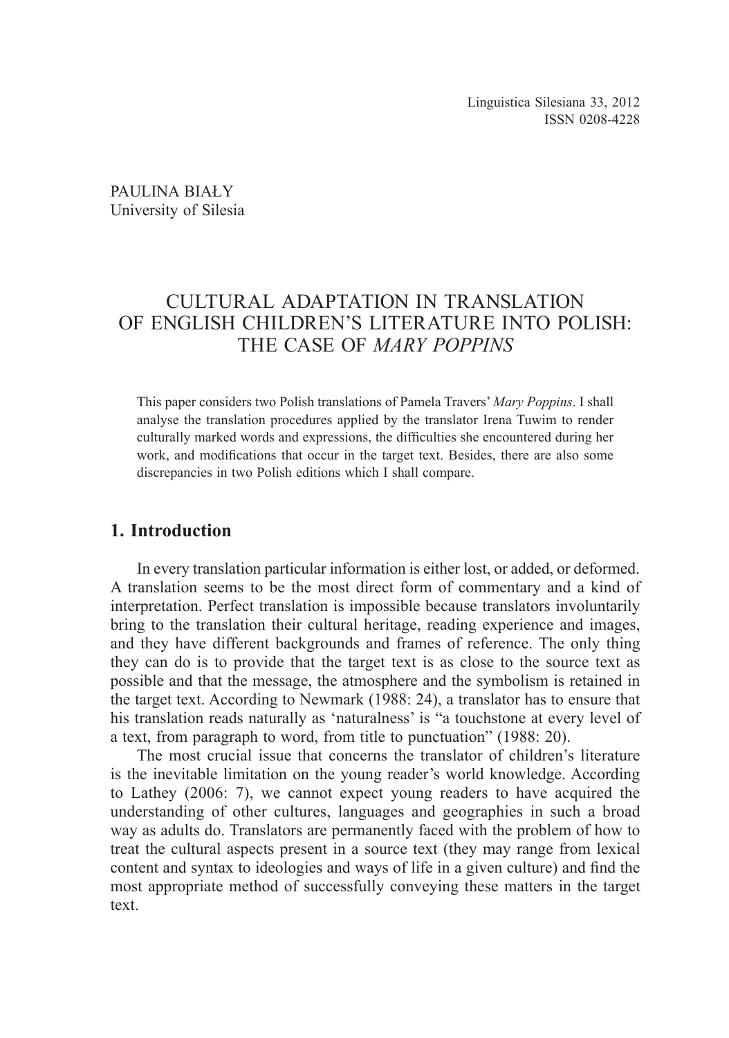PAULINA BIAŁY
University of Silesia

# CULTURAL ADAPTATION IN TRANSLATION OF ENGLISH CHILDREN'S LITERATURE INTO POLISH: THE CASE OF *MARY POPPINS*

This paper considers two Polish translations of Pamela Travers' *Mary Poppins*. I shall analyse the translation procedures applied by the translator Irena Tuwim to render culturally marked words and expressions, the difficulties she encountered during her work, and modifications that occur in the target text. Besides, there are also some discrepancies in two Polish editions which I shall compare.

## 1. Introduction

In every translation particular information is either lost, or added, or deformed. A translation seems to be the most direct form of commentary and a kind of interpretation. Perfect translation is impossible because translators involuntarily bring to the translation their cultural heritage, reading experience and images, and they have different backgrounds and frames of reference. The only thing they can do is to provide that the target text is as close to the source text as possible and that the message, the atmosphere and the symbolism is retained in the target text. According to Newmark (1988: 24), a translator has to ensure that his translation reads naturally as 'naturalness' is "a touchstone at every level of a text, from paragraph to word, from title to punctuation" (1988: 20).

The most crucial issue that concerns the translator of children's literature is the inevitable limitation on the young reader's world knowledge. According to Lathey (2006: 7), we cannot expect young readers to have acquired the understanding of other cultures, languages and geographies in such a broad way as adults do. Translators are permanently faced with the problem of how to treat the cultural aspects present in a source text (they may range from lexical content and syntax to ideologies and ways of life in a given culture) and find the most appropriate method of successfully conveying these matters in the target text.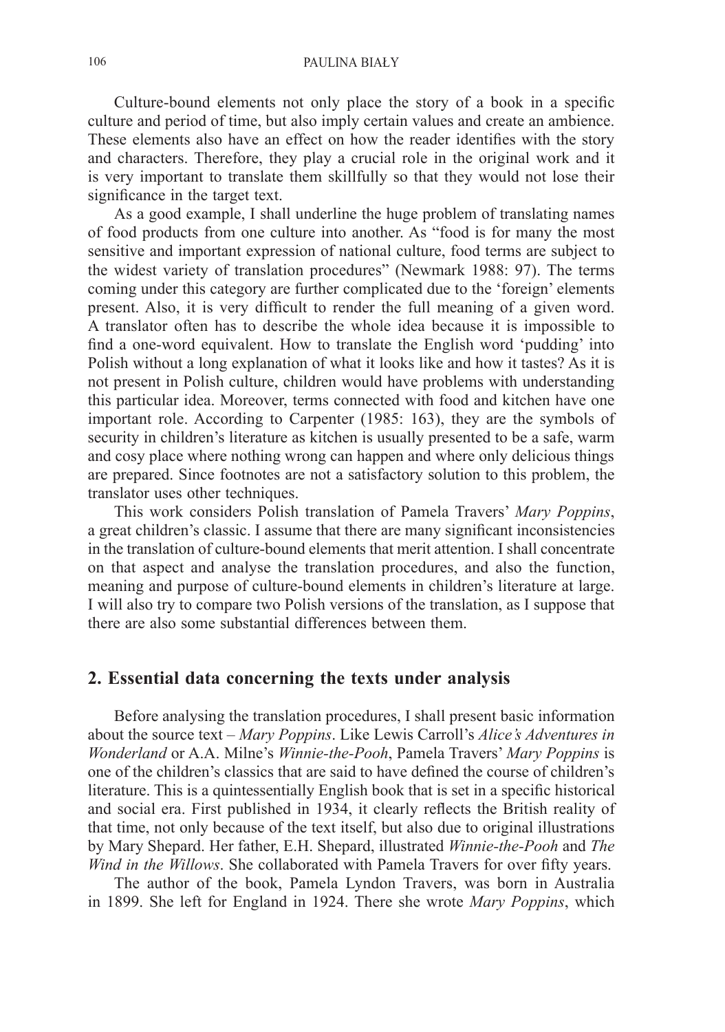Culture-bound elements not only place the story of a book in a specific culture and period of time, but also imply certain values and create an ambience. These elements also have an effect on how the reader identifies with the story and characters. Therefore, they play a crucial role in the original work and it is very important to translate them skillfully so that they would not lose their significance in the target text.

As a good example, I shall underline the huge problem of translating names of food products from one culture into another. As "food is for many the most sensitive and important expression of national culture, food terms are subject to the widest variety of translation procedures" (Newmark 1988: 97). The terms coming under this category are further complicated due to the 'foreign' elements present. Also, it is very difficult to render the full meaning of a given word. A translator often has to describe the whole idea because it is impossible to find a one-word equivalent. How to translate the English word 'pudding' into Polish without a long explanation of what it looks like and how it tastes? As it is not present in Polish culture, children would have problems with understanding this particular idea. Moreover, terms connected with food and kitchen have one important role. According to Carpenter (1985: 163), they are the symbols of security in children's literature as kitchen is usually presented to be a safe, warm and cosy place where nothing wrong can happen and where only delicious things are prepared. Since footnotes are not a satisfactory solution to this problem, the translator uses other techniques.

This work considers Polish translation of Pamela Travers' *Mary Poppins*, a great children's classic. I assume that there are many significant inconsistencies in the translation of culture-bound elements that merit attention. I shall concentrate on that aspect and analyse the translation procedures, and also the function, meaning and purpose of culture-bound elements in children's literature at large. I will also try to compare two Polish versions of the translation, as I suppose that there are also some substantial differences between them.

## 2. Essential data concerning the texts under analysis

Before analysing the translation procedures, I shall present basic information about the source text – *Mary Poppins*. Like Lewis Carroll's *Alice's Adventures in Wonderland* or A.A. Milne's *Winnie-the-Pooh*, Pamela Travers' *Mary Poppins* is one of the children's classics that are said to have defined the course of children's literature. This is a quintessentially English book that is set in a specific historical and social era. First published in 1934, it clearly reflects the British reality of that time, not only because of the text itself, but also due to original illustrations by Mary Shepard. Her father, E.H. Shepard, illustrated *Winnie-the-Pooh* and *The Wind in the Willows*. She collaborated with Pamela Travers for over fifty years.

The author of the book, Pamela Lyndon Travers, was born in Australia in 1899. She left for England in 1924. There she wrote *Mary Poppins*, which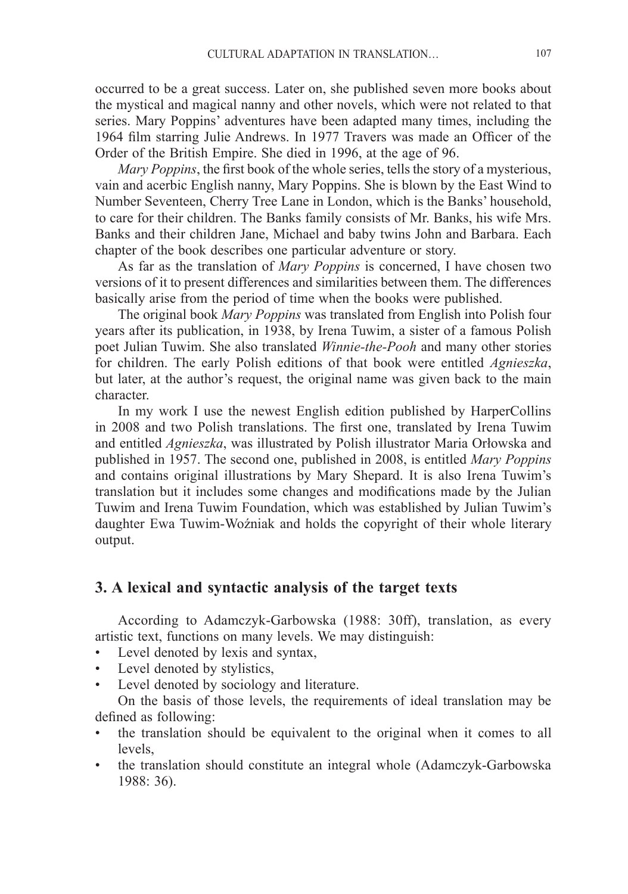occurred to be a great success. Later on, she published seven more books about the mystical and magical nanny and other novels, which were not related to that series. Mary Poppins' adventures have been adapted many times, including the 1964 film starring Julie Andrews. In 1977 Travers was made an Officer of the Order of the British Empire. She died in 1996, at the age of 96.

*Mary Poppins*, the first book of the whole series, tells the story of a mysterious, vain and acerbic English nanny, Mary Poppins. She is blown by the East Wind to Number Seventeen, Cherry Tree Lane in London, which is the Banks' household, to care for their children. The Banks family consists of Mr. Banks, his wife Mrs. Banks and their children Jane, Michael and baby twins John and Barbara. Each chapter of the book describes one particular adventure or story.

As far as the translation of *Mary Poppins* is concerned, I have chosen two versions of it to present differences and similarities between them. The differences basically arise from the period of time when the books were published.

The original book *Mary Poppins* was translated from English into Polish four years after its publication, in 1938, by Irena Tuwim, a sister of a famous Polish poet Julian Tuwim. She also translated *Winnie-the-Pooh* and many other stories for children. The early Polish editions of that book were entitled *Agnieszka*, but later, at the author's request, the original name was given back to the main character.

In my work I use the newest English edition published by HarperCollins in 2008 and two Polish translations. The first one, translated by Irena Tuwim and entitled *Agnieszka*, was illustrated by Polish illustrator Maria Orłowska and published in 1957. The second one, published in 2008, is entitled *Mary Poppins* and contains original illustrations by Mary Shepard. It is also Irena Tuwim's translation but it includes some changes and modifications made by the Julian Tuwim and Irena Tuwim Foundation, which was established by Julian Tuwim's daughter Ewa Tuwim-Woźniak and holds the copyright of their whole literary output.

## 3. A lexical and syntactic analysis of the target texts

According to Adamczyk-Garbowska (1988: 30ff), translation, as every artistic text, functions on many levels. We may distinguish:

- Level denoted by lexis and syntax,
- Level denoted by stylistics,
- Level denoted by sociology and literature.

On the basis of those levels, the requirements of ideal translation may be defined as following:

- the translation should be equivalent to the original when it comes to all levels,
- the translation should constitute an integral whole (Adamczyk-Garbowska 1988: 36).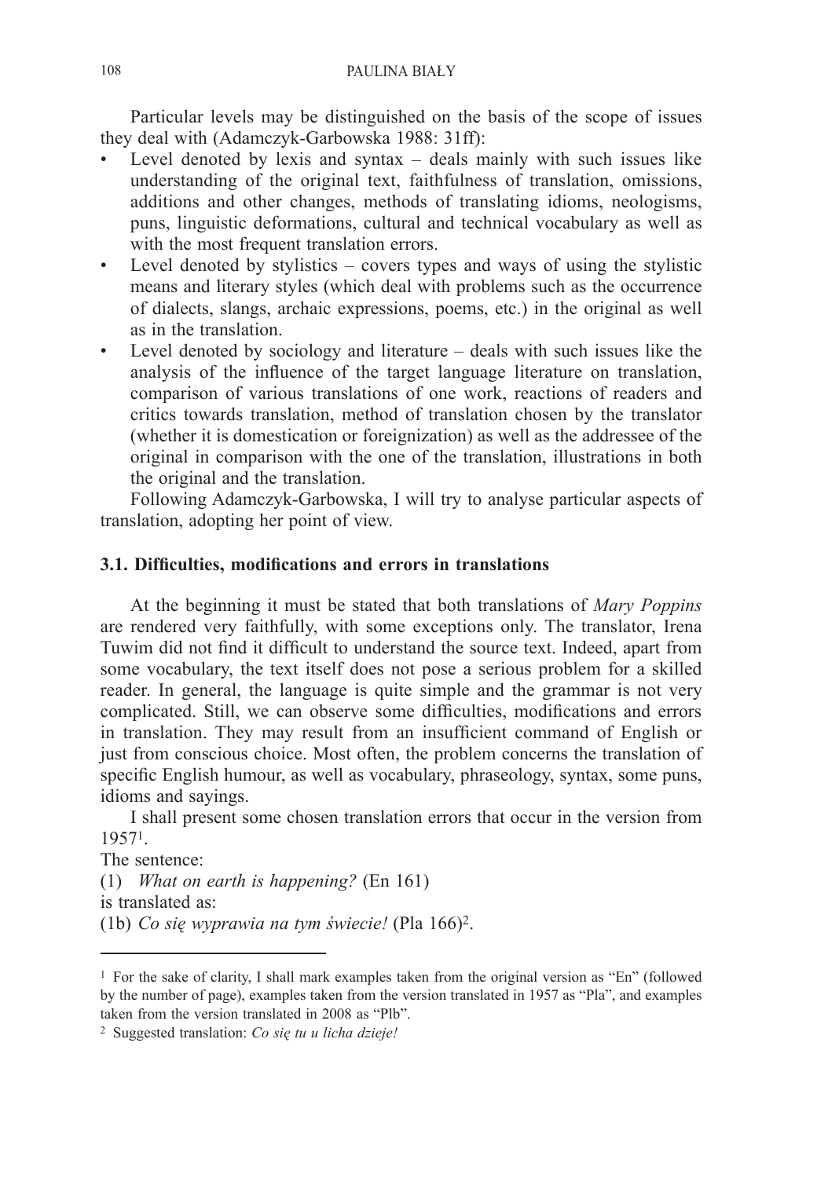Particular levels may be distinguished on the basis of the scope of issues they deal with (Adamczyk-Garbowska 1988: 31ff):

- Level denoted by lexis and syntax – deals mainly with such issues like understanding of the original text, faithfulness of translation, omissions, additions and other changes, methods of translating idioms, neologisms, puns, linguistic deformations, cultural and technical vocabulary as well as with the most frequent translation errors.
- Level denoted by stylistics – covers types and ways of using the stylistic means and literary styles (which deal with problems such as the occurrence of dialects, slangs, archaic expressions, poems, etc.) in the original as well as in the translation.
- Level denoted by sociology and literature – deals with such issues like the analysis of the influence of the target language literature on translation, comparison of various translations of one work, reactions of readers and critics towards translation, method of translation chosen by the translator (whether it is domestication or foreignization) as well as the addressee of the original in comparison with the one of the translation, illustrations in both the original and the translation.

Following Adamczyk-Garbowska, I will try to analyse particular aspects of translation, adopting her point of view.

### 3.1. Difficulties, modifications and errors in translations

At the beginning it must be stated that both translations of *Mary Poppins* are rendered very faithfully, with some exceptions only. The translator, Irena Tuwim did not find it difficult to understand the source text. Indeed, apart from some vocabulary, the text itself does not pose a serious problem for a skilled reader. In general, the language is quite simple and the grammar is not very complicated. Still, we can observe some difficulties, modifications and errors in translation. They may result from an insufficient command of English or just from conscious choice. Most often, the problem concerns the translation of specific English humour, as well as vocabulary, phraseology, syntax, some puns, idioms and sayings.

I shall present some chosen translation errors that occur in the version from 1957[1].

The sentence:

(1) *What on earth is happening?* (En 161)

is translated as:

(1b) *Co się wyprawia na tym świecie!* (Pla 166)[2].

---

[1] For the sake of clarity, I shall mark examples taken from the original version as "En" (followed by the number of page), examples taken from the version translated in 1957 as "Pla", and examples taken from the version translated in 2008 as "Plb".

[2] Suggested translation: *Co się tu u licha dzieje!*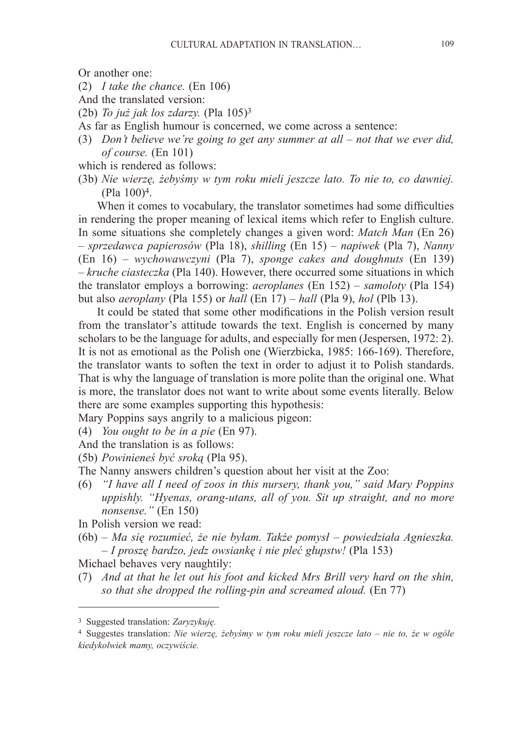Or another one:

(2) *I take the chance.* (En 106)

And the translated version:

(2b) *To już jak los zdarzy.* (Pla 105)[3]

As far as English humour is concerned, we come across a sentence:

(3) *Don't believe we're going to get any summer at all – not that we ever did, of course.* (En 101)

which is rendered as follows:

(3b) *Nie wierzę, żebyśmy w tym roku mieli jeszcze lato. To nie to, co dawniej.* (Pla 100)[4].

When it comes to vocabulary, the translator sometimes had some difficulties in rendering the proper meaning of lexical items which refer to English culture. In some situations she completely changes a given word: *Match Man* (En 26) – *sprzedawca papierosów* (Pla 18), *shilling* (En 15) – *napiwek* (Pla 7), *Nanny* (En 16) – *wychowawczyni* (Pla 7), *sponge cakes and doughnuts* (En 139) – *kruche ciasteczka* (Pla 140). However, there occurred some situations in which the translator employs a borrowing: *aeroplanes* (En 152) – *samoloty* (Pla 154) but also *aeroplany* (Pla 155) or *hall* (En 17) – *hall* (Pla 9), *hol* (Plb 13).

It could be stated that some other modifications in the Polish version result from the translator's attitude towards the text. English is concerned by many scholars to be the language for adults, and especially for men (Jespersen, 1972: 2). It is not as emotional as the Polish one (Wierzbicka, 1985: 166-169). Therefore, the translator wants to soften the text in order to adjust it to Polish standards. That is why the language of translation is more polite than the original one. What is more, the translator does not want to write about some events literally. Below there are some examples supporting this hypothesis:

Mary Poppins says angrily to a malicious pigeon:

(4) *You ought to be in a pie* (En 97).

And the translation is as follows:

(5b) *Powinieneś być sroką* (Pla 95).

The Nanny answers children's question about her visit at the Zoo:

(6) *"I have all I need of zoos in this nursery, thank you," said Mary Poppins uppishly. "Hyenas, orang-utans, all of you. Sit up straight, and no more nonsense."* (En 150)

In Polish version we read:

(6b) – *Ma się rozumieć, że nie byłam. Także pomysł – powiedziała Agnieszka. – I proszę bardzo, jedz owsiankę i nie pleć głupstw!* (Pla 153)

Michael behaves very naughtily:

(7) *And at that he let out his foot and kicked Mrs Brill very hard on the shin, so that she dropped the rolling-pin and screamed aloud.* (En 77)

---

[3] Suggested translation: *Zaryzykuję.*

[4] Suggestes translation: *Nie wierzę, żebyśmy w tym roku mieli jeszcze lato – nie to, że w ogóle kiedykolwiek mamy, oczywiście.*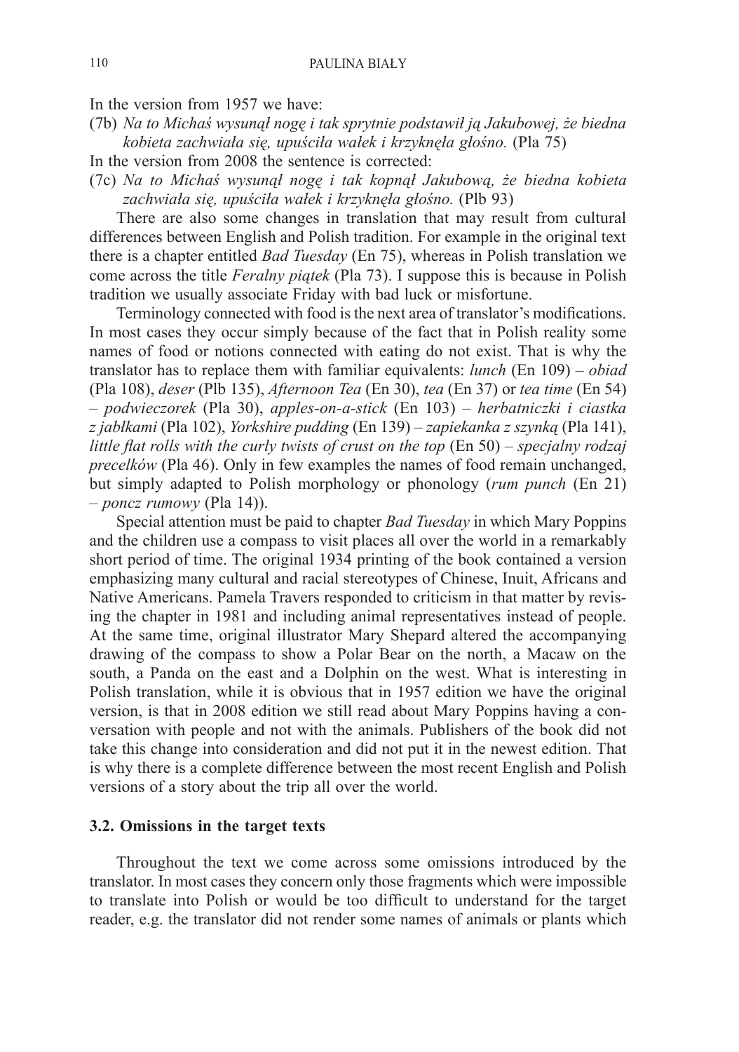In the version from 1957 we have:

(7b) *Na to Michaś wysunął nogę i tak sprytnie podstawił ją Jakubowej, że biedna kobieta zachwiała się, upuściła wałek i krzyknęła głośno.* (Pla 75)

In the version from 2008 the sentence is corrected:

(7c) *Na to Michaś wysunął nogę i tak kopnął Jakubową, że biedna kobieta zachwiała się, upuściła wałek i krzyknęła głośno.* (Plb 93)

There are also some changes in translation that may result from cultural differences between English and Polish tradition. For example in the original text there is a chapter entitled *Bad Tuesday* (En 75), whereas in Polish translation we come across the title *Feralny piątek* (Pla 73). I suppose this is because in Polish tradition we usually associate Friday with bad luck or misfortune.

Terminology connected with food is the next area of translator's modifications. In most cases they occur simply because of the fact that in Polish reality some names of food or notions connected with eating do not exist. That is why the translator has to replace them with familiar equivalents: *lunch* (En 109) – *obiad* (Pla 108), *deser* (Plb 135), *Afternoon Tea* (En 30), *tea* (En 37) or *tea time* (En 54) – *podwieczorek* (Pla 30), *apples-on-a-stick* (En 103) – *herbatniczki i ciastka z jabłkami* (Pla 102), *Yorkshire pudding* (En 139) – *zapiekanka z szynką* (Pla 141), *little flat rolls with the curly twists of crust on the top* (En 50) – *specjalny rodzaj precelków* (Pla 46). Only in few examples the names of food remain unchanged, but simply adapted to Polish morphology or phonology (*rum punch* (En 21) – *poncz rumowy* (Pla 14)).

Special attention must be paid to chapter *Bad Tuesday* in which Mary Poppins and the children use a compass to visit places all over the world in a remarkably short period of time. The original 1934 printing of the book contained a version emphasizing many cultural and racial stereotypes of Chinese, Inuit, Africans and Native Americans. Pamela Travers responded to criticism in that matter by revising the chapter in 1981 and including animal representatives instead of people. At the same time, original illustrator Mary Shepard altered the accompanying drawing of the compass to show a Polar Bear on the north, a Macaw on the south, a Panda on the east and a Dolphin on the west. What is interesting in Polish translation, while it is obvious that in 1957 edition we have the original version, is that in 2008 edition we still read about Mary Poppins having a conversation with people and not with the animals. Publishers of the book did not take this change into consideration and did not put it in the newest edition. That is why there is a complete difference between the most recent English and Polish versions of a story about the trip all over the world.

### 3.2. Omissions in the target texts

Throughout the text we come across some omissions introduced by the translator. In most cases they concern only those fragments which were impossible to translate into Polish or would be too difficult to understand for the target reader, e.g. the translator did not render some names of animals or plants which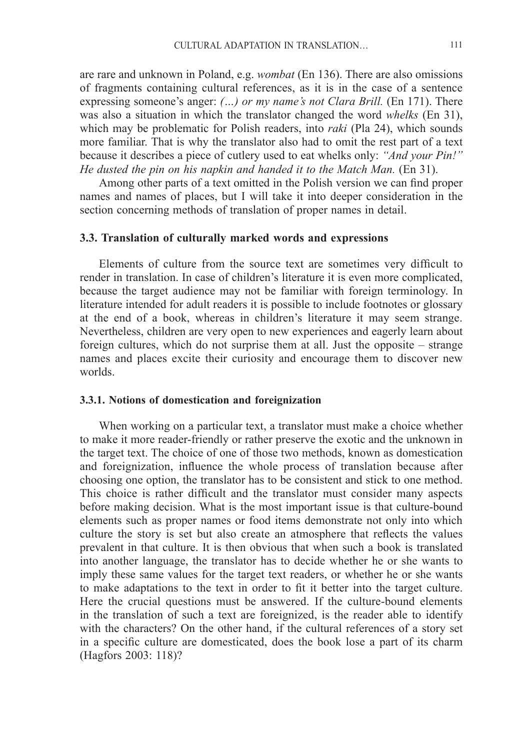are rare and unknown in Poland, e.g. *wombat* (En 136). There are also omissions of fragments containing cultural references, as it is in the case of a sentence expressing someone's anger: *(...) or my name's not Clara Brill.* (En 171). There was also a situation in which the translator changed the word *whelks* (En 31), which may be problematic for Polish readers, into *raki* (Pla 24), which sounds more familiar. That is why the translator also had to omit the rest part of a text because it describes a piece of cutlery used to eat whelks only: *"And your Pin!" He dusted the pin on his napkin and handed it to the Match Man.* (En 31).

Among other parts of a text omitted in the Polish version we can find proper names and names of places, but I will take it into deeper consideration in the section concerning methods of translation of proper names in detail.

### 3.3. Translation of culturally marked words and expressions

Elements of culture from the source text are sometimes very difficult to render in translation. In case of children's literature it is even more complicated, because the target audience may not be familiar with foreign terminology. In literature intended for adult readers it is possible to include footnotes or glossary at the end of a book, whereas in children's literature it may seem strange. Nevertheless, children are very open to new experiences and eagerly learn about foreign cultures, which do not surprise them at all. Just the opposite – strange names and places excite their curiosity and encourage them to discover new worlds.

#### 3.3.1. Notions of domestication and foreignization

When working on a particular text, a translator must make a choice whether to make it more reader-friendly or rather preserve the exotic and the unknown in the target text. The choice of one of those two methods, known as domestication and foreignization, influence the whole process of translation because after choosing one option, the translator has to be consistent and stick to one method. This choice is rather difficult and the translator must consider many aspects before making decision. What is the most important issue is that culture-bound elements such as proper names or food items demonstrate not only into which culture the story is set but also create an atmosphere that reflects the values prevalent in that culture. It is then obvious that when such a book is translated into another language, the translator has to decide whether he or she wants to imply these same values for the target text readers, or whether he or she wants to make adaptations to the text in order to fit it better into the target culture. Here the crucial questions must be answered. If the culture-bound elements in the translation of such a text are foreignized, is the reader able to identify with the characters? On the other hand, if the cultural references of a story set in a specific culture are domesticated, does the book lose a part of its charm (Hagfors 2003: 118)?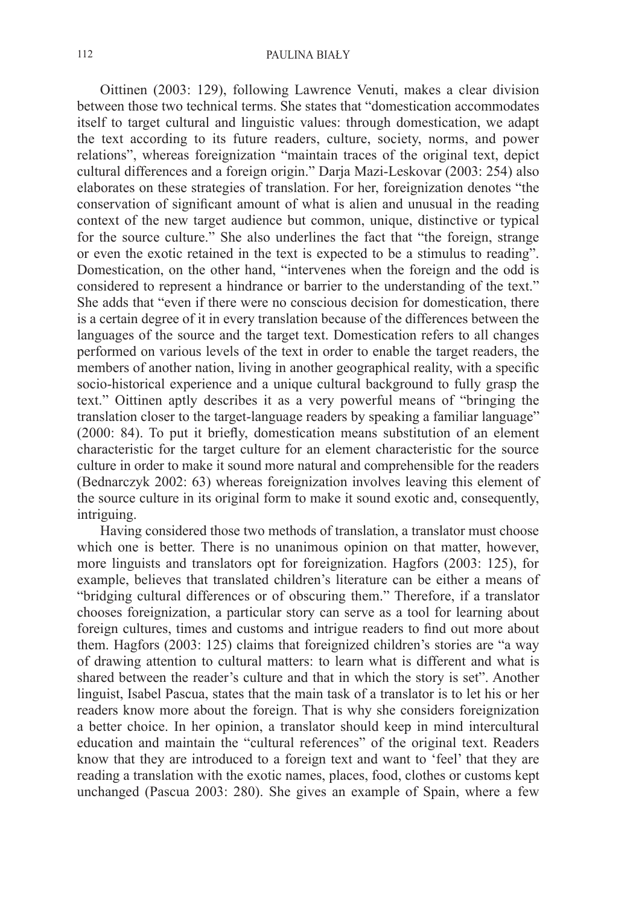Oittinen (2003: 129), following Lawrence Venuti, makes a clear division between those two technical terms. She states that "domestication accommodates itself to target cultural and linguistic values: through domestication, we adapt the text according to its future readers, culture, society, norms, and power relations", whereas foreignization "maintain traces of the original text, depict cultural differences and a foreign origin." Darja Mazi-Leskovar (2003: 254) also elaborates on these strategies of translation. For her, foreignization denotes "the conservation of significant amount of what is alien and unusual in the reading context of the new target audience but common, unique, distinctive or typical for the source culture." She also underlines the fact that "the foreign, strange or even the exotic retained in the text is expected to be a stimulus to reading". Domestication, on the other hand, "intervenes when the foreign and the odd is considered to represent a hindrance or barrier to the understanding of the text." She adds that "even if there were no conscious decision for domestication, there is a certain degree of it in every translation because of the differences between the languages of the source and the target text. Domestication refers to all changes performed on various levels of the text in order to enable the target readers, the members of another nation, living in another geographical reality, with a specific socio-historical experience and a unique cultural background to fully grasp the text." Oittinen aptly describes it as a very powerful means of "bringing the translation closer to the target-language readers by speaking a familiar language" (2000: 84). To put it briefly, domestication means substitution of an element characteristic for the target culture for an element characteristic for the source culture in order to make it sound more natural and comprehensible for the readers (Bednarczyk 2002: 63) whereas foreignization involves leaving this element of the source culture in its original form to make it sound exotic and, consequently, intriguing.

Having considered those two methods of translation, a translator must choose which one is better. There is no unanimous opinion on that matter, however, more linguists and translators opt for foreignization. Hagfors (2003: 125), for example, believes that translated children's literature can be either a means of "bridging cultural differences or of obscuring them." Therefore, if a translator chooses foreignization, a particular story can serve as a tool for learning about foreign cultures, times and customs and intrigue readers to find out more about them. Hagfors (2003: 125) claims that foreignized children's stories are "a way of drawing attention to cultural matters: to learn what is different and what is shared between the reader's culture and that in which the story is set". Another linguist, Isabel Pascua, states that the main task of a translator is to let his or her readers know more about the foreign. That is why she considers foreignization a better choice. In her opinion, a translator should keep in mind intercultural education and maintain the "cultural references" of the original text. Readers know that they are introduced to a foreign text and want to 'feel' that they are reading a translation with the exotic names, places, food, clothes or customs kept unchanged (Pascua 2003: 280). She gives an example of Spain, where a few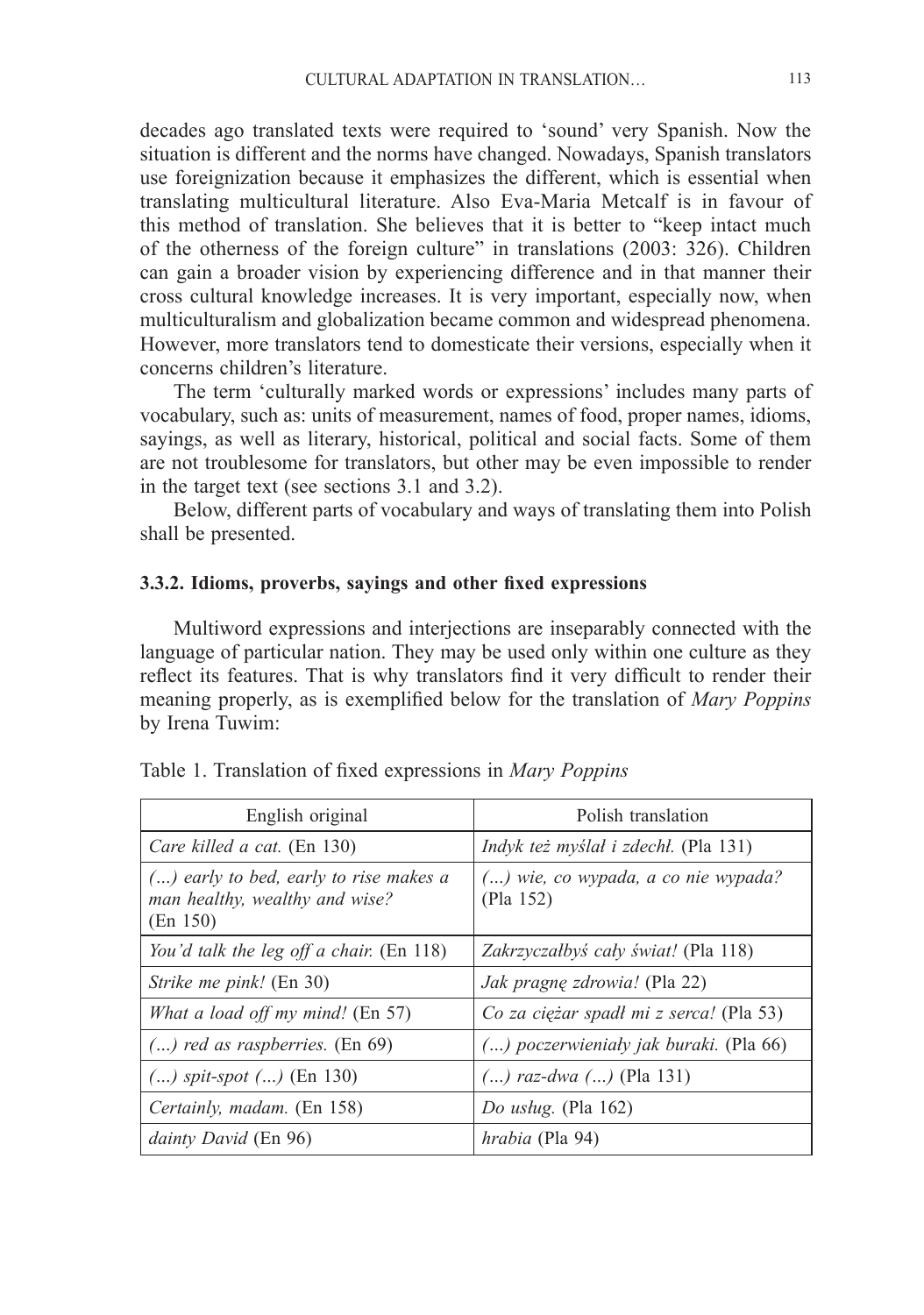decades ago translated texts were required to 'sound' very Spanish. Now the situation is different and the norms have changed. Nowadays, Spanish translators use foreignization because it emphasizes the different, which is essential when translating multicultural literature. Also Eva-Maria Metcalf is in favour of this method of translation. She believes that it is better to "keep intact much of the otherness of the foreign culture" in translations (2003: 326). Children can gain a broader vision by experiencing difference and in that manner their cross cultural knowledge increases. It is very important, especially now, when multiculturalism and globalization became common and widespread phenomena. However, more translators tend to domesticate their versions, especially when it concerns children's literature.

The term 'culturally marked words or expressions' includes many parts of vocabulary, such as: units of measurement, names of food, proper names, idioms, sayings, as well as literary, historical, political and social facts. Some of them are not troublesome for translators, but other may be even impossible to render in the target text (see sections 3.1 and 3.2).

Below, different parts of vocabulary and ways of translating them into Polish shall be presented.

### 3.3.2. Idioms, proverbs, sayings and other fixed expressions

Multiword expressions and interjections are inseparably connected with the language of particular nation. They may be used only within one culture as they reflect its features. That is why translators find it very difficult to render their meaning properly, as is exemplified below for the translation of *Mary Poppins* by Irena Tuwim:

Table 1. Translation of fixed expressions in *Mary Poppins*

| English original | Polish translation |
|---|---|
| *Care killed a cat.* (En 130) | *Indyk też myślał i zdechł.* (Pla 131) |
| *(...) early to bed, early to rise makes a man healthy, wealthy and wise?* (En 150) | *(...) wie, co wypada, a co nie wypada?* (Pla 152) |
| *You'd talk the leg off a chair.* (En 118) | *Zakrzyczałbyś cały świat!* (Pla 118) |
| *Strike me pink!* (En 30) | *Jak pragnę zdrowia!* (Pla 22) |
| *What a load off my mind!* (En 57) | *Co za ciężar spadł mi z serca!* (Pla 53) |
| *(...) red as raspberries.* (En 69) | *(...) poczerwieniały jak buraki.* (Pla 66) |
| *(...) spit-spot (...)* (En 130) | *(...) raz-dwa (...)* (Pla 131) |
| *Certainly, madam.* (En 158) | *Do usług.* (Pla 162) |
| *dainty David* (En 96) | *hrabia* (Pla 94) |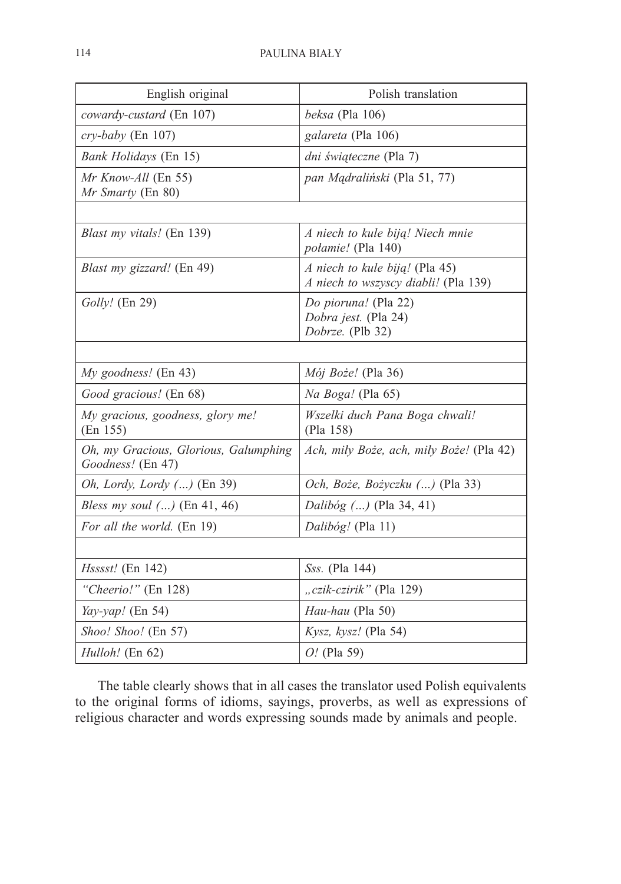| English original | Polish translation |
|---|---|
| *cowardy-custard* (En 107) | *beksa* (Pla 106) |
| *cry-baby* (En 107) | *galareta* (Pla 106) |
| *Bank Holidays* (En 15) | *dni świąteczne* (Pla 7) |
| *Mr Know-All* (En 55)<br>*Mr Smarty* (En 80) | *pan Mądraliński* (Pla 51, 77) |
| | |
| *Blast my vitals!* (En 139) | *A niech to kule biją! Niech mnie połamie!* (Pla 140) |
| *Blast my gizzard!* (En 49) | *A niech to kule biją!* (Pla 45)<br>*A niech to wszyscy diabli!* (Pla 139) |
| *Golly!* (En 29) | *Do pioruna!* (Pla 22)<br>*Dobra jest.* (Pla 24)<br>*Dobrze.* (Plb 32) |
| | |
| *My goodness!* (En 43) | *Mój Boże!* (Pla 36) |
| *Good gracious!* (En 68) | *Na Boga!* (Pla 65) |
| *My gracious, goodness, glory me!* (En 155) | *Wszelki duch Pana Boga chwali!* (Pla 158) |
| *Oh, my Gracious, Glorious, Galumphing Goodness!* (En 47) | *Ach, miły Boże, ach, miły Boże!* (Pla 42) |
| *Oh, Lordy, Lordy (...)* (En 39) | *Och, Boże, Bożyczku (...)* (Pla 33) |
| *Bless my soul (...)* (En 41, 46) | *Dalibóg (...)* (Pla 34, 41) |
| *For all the world.* (En 19) | *Dalibóg!* (Pla 11) |
| | |
| *Hsssst!* (En 142) | *Sss.* (Pla 144) |
| *"Cheerio!"* (En 128) | *„czik-czirik"* (Pla 129) |
| *Yay-yap!* (En 54) | *Hau-hau* (Pla 50) |
| *Shoo! Shoo!* (En 57) | *Kysz, kysz!* (Pla 54) |
| *Hulloh!* (En 62) | *O!* (Pla 59) |

The table clearly shows that in all cases the translator used Polish equivalents to the original forms of idioms, sayings, proverbs, as well as expressions of religious character and words expressing sounds made by animals and people.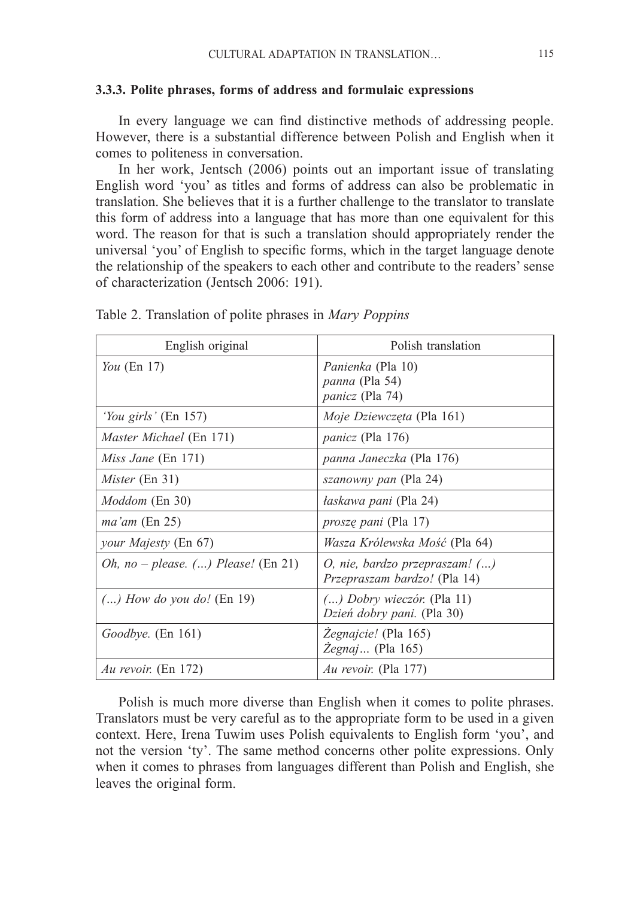### 3.3.3. Polite phrases, forms of address and formulaic expressions

In every language we can find distinctive methods of addressing people. However, there is a substantial difference between Polish and English when it comes to politeness in conversation.

In her work, Jentsch (2006) points out an important issue of translating English word 'you' as titles and forms of address can also be problematic in translation. She believes that it is a further challenge to the translator to translate this form of address into a language that has more than one equivalent for this word. The reason for that is such a translation should appropriately render the universal 'you' of English to specific forms, which in the target language denote the relationship of the speakers to each other and contribute to the readers' sense of characterization (Jentsch 2006: 191).

Table 2. Translation of polite phrases in *Mary Poppins*

| English original | Polish translation |
|---|---|
| *You* (En 17) | *Panienka* (Pla 10)<br>*panna* (Pla 54)<br>*panicz* (Pla 74) |
| *'You girls'* (En 157) | *Moje Dziewczęta* (Pla 161) |
| *Master Michael* (En 171) | *panicz* (Pla 176) |
| *Miss Jane* (En 171) | *panna Janeczka* (Pla 176) |
| *Mister* (En 31) | *szanowny pan* (Pla 24) |
| *Moddom* (En 30) | *łaskawa pani* (Pla 24) |
| *ma'am* (En 25) | *proszę pani* (Pla 17) |
| *your Majesty* (En 67) | *Wasza Królewska Mość* (Pla 64) |
| *Oh, no – please. (…) Please!* (En 21) | *O, nie, bardzo przepraszam! (…)*<br>*Przepraszam bardzo!* (Pla 14) |
| *(…) How do you do!* (En 19) | *(…) Dobry wieczór.* (Pla 11)<br>*Dzień dobry pani.* (Pla 30) |
| *Goodbye.* (En 161) | *Żegnajcie!* (Pla 165)<br>*Żegnaj…* (Pla 165) |
| *Au revoir.* (En 172) | *Au revoir.* (Pla 177) |

Polish is much more diverse than English when it comes to polite phrases. Translators must be very careful as to the appropriate form to be used in a given context. Here, Irena Tuwim uses Polish equivalents to English form 'you', and not the version 'ty'. The same method concerns other polite expressions. Only when it comes to phrases from languages different than Polish and English, she leaves the original form.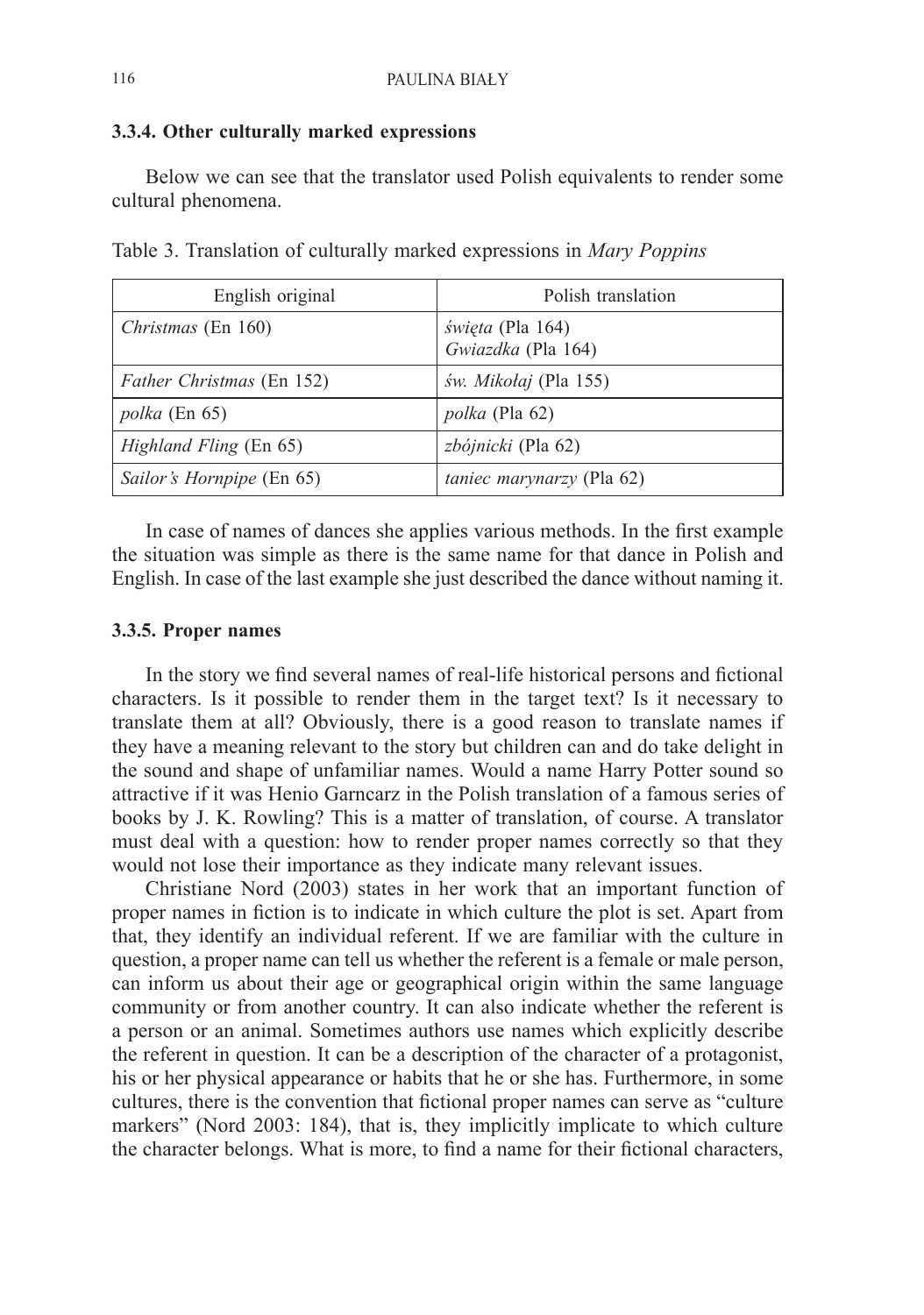### 3.3.4. Other culturally marked expressions

Below we can see that the translator used Polish equivalents to render some cultural phenomena.

Table 3. Translation of culturally marked expressions in *Mary Poppins*

| English original | Polish translation |
|---|---|
| *Christmas* (En 160) | *święta* (Pla 164)<br>*Gwiazdka* (Pla 164) |
| *Father Christmas* (En 152) | *św. Mikołaj* (Pla 155) |
| *polka* (En 65) | *polka* (Pla 62) |
| *Highland Fling* (En 65) | *zbójnicki* (Pla 62) |
| *Sailor's Hornpipe* (En 65) | *taniec marynarzy* (Pla 62) |

In case of names of dances she applies various methods. In the first example the situation was simple as there is the same name for that dance in Polish and English. In case of the last example she just described the dance without naming it.

### 3.3.5. Proper names

In the story we find several names of real-life historical persons and fictional characters. Is it possible to render them in the target text? Is it necessary to translate them at all? Obviously, there is a good reason to translate names if they have a meaning relevant to the story but children can and do take delight in the sound and shape of unfamiliar names. Would a name Harry Potter sound so attractive if it was Henio Garncarz in the Polish translation of a famous series of books by J. K. Rowling? This is a matter of translation, of course. A translator must deal with a question: how to render proper names correctly so that they would not lose their importance as they indicate many relevant issues.

Christiane Nord (2003) states in her work that an important function of proper names in fiction is to indicate in which culture the plot is set. Apart from that, they identify an individual referent. If we are familiar with the culture in question, a proper name can tell us whether the referent is a female or male person, can inform us about their age or geographical origin within the same language community or from another country. It can also indicate whether the referent is a person or an animal. Sometimes authors use names which explicitly describe the referent in question. It can be a description of the character of a protagonist, his or her physical appearance or habits that he or she has. Furthermore, in some cultures, there is the convention that fictional proper names can serve as "culture markers" (Nord 2003: 184), that is, they implicitly implicate to which culture the character belongs. What is more, to find a name for their fictional characters,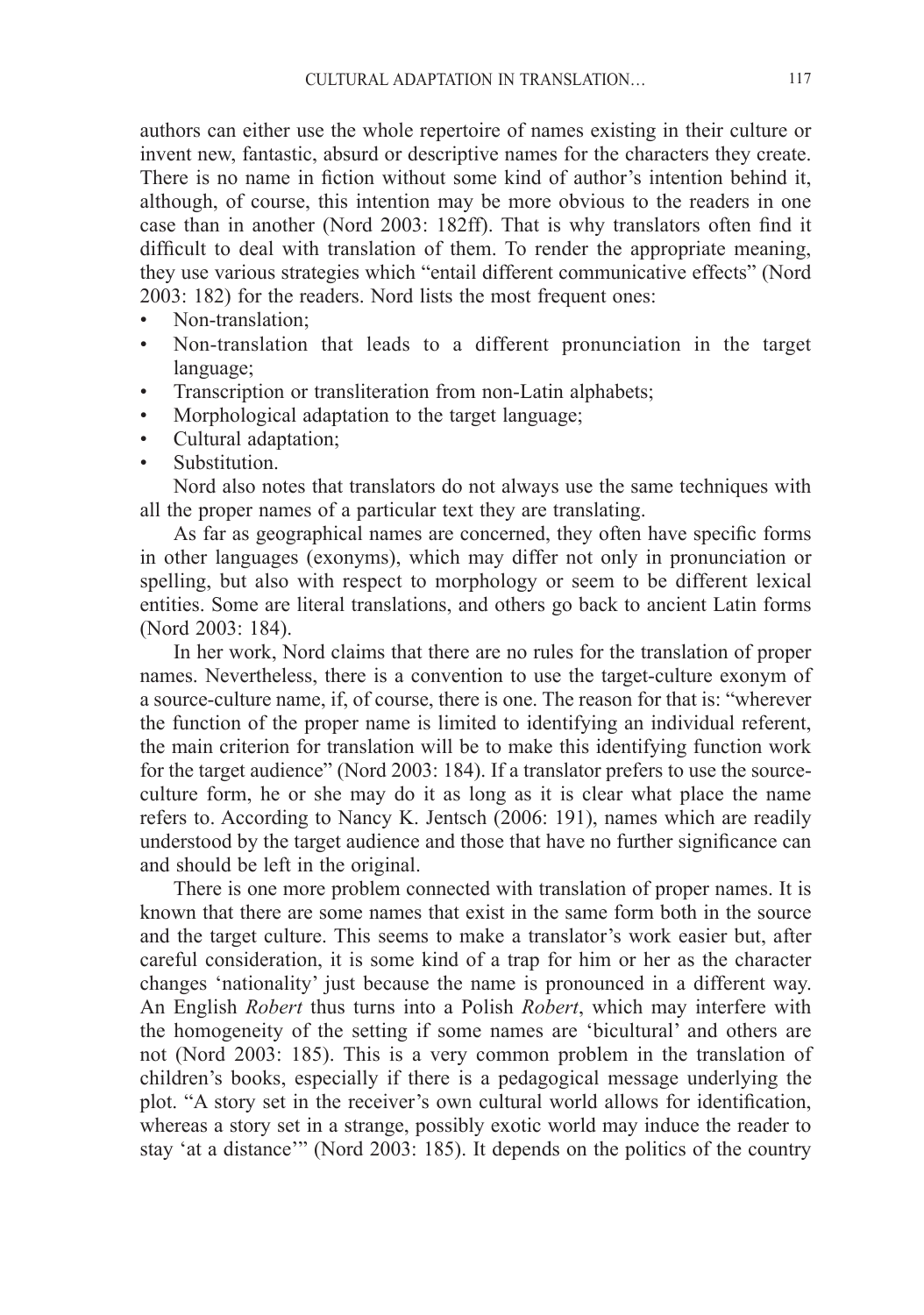authors can either use the whole repertoire of names existing in their culture or invent new, fantastic, absurd or descriptive names for the characters they create. There is no name in fiction without some kind of author's intention behind it, although, of course, this intention may be more obvious to the readers in one case than in another (Nord 2003: 182ff). That is why translators often find it difficult to deal with translation of them. To render the appropriate meaning, they use various strategies which "entail different communicative effects" (Nord 2003: 182) for the readers. Nord lists the most frequent ones:

- Non-translation;
- Non-translation that leads to a different pronunciation in the target language;
- Transcription or transliteration from non-Latin alphabets;
- Morphological adaptation to the target language;
- Cultural adaptation;
- Substitution.

Nord also notes that translators do not always use the same techniques with all the proper names of a particular text they are translating.

As far as geographical names are concerned, they often have specific forms in other languages (exonyms), which may differ not only in pronunciation or spelling, but also with respect to morphology or seem to be different lexical entities. Some are literal translations, and others go back to ancient Latin forms (Nord 2003: 184).

In her work, Nord claims that there are no rules for the translation of proper names. Nevertheless, there is a convention to use the target-culture exonym of a source-culture name, if, of course, there is one. The reason for that is: "wherever the function of the proper name is limited to identifying an individual referent, the main criterion for translation will be to make this identifying function work for the target audience" (Nord 2003: 184). If a translator prefers to use the source-culture form, he or she may do it as long as it is clear what place the name refers to. According to Nancy K. Jentsch (2006: 191), names which are readily understood by the target audience and those that have no further significance can and should be left in the original.

There is one more problem connected with translation of proper names. It is known that there are some names that exist in the same form both in the source and the target culture. This seems to make a translator's work easier but, after careful consideration, it is some kind of a trap for him or her as the character changes 'nationality' just because the name is pronounced in a different way. An English *Robert* thus turns into a Polish *Robert*, which may interfere with the homogeneity of the setting if some names are 'bicultural' and others are not (Nord 2003: 185). This is a very common problem in the translation of children's books, especially if there is a pedagogical message underlying the plot. "A story set in the receiver's own cultural world allows for identification, whereas a story set in a strange, possibly exotic world may induce the reader to stay 'at a distance'" (Nord 2003: 185). It depends on the politics of the country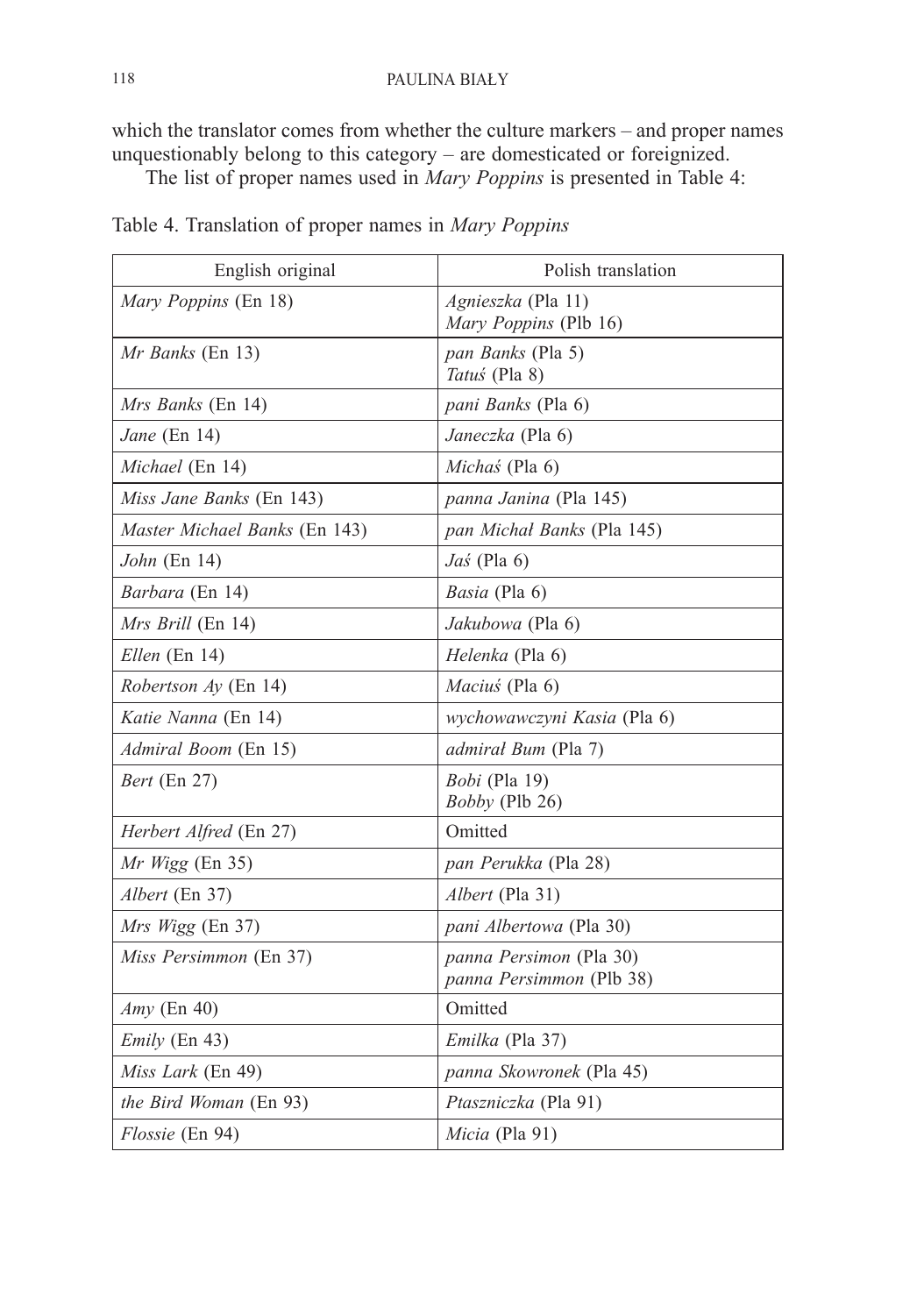which the translator comes from whether the culture markers – and proper names unquestionably belong to this category – are domesticated or foreignized.

The list of proper names used in *Mary Poppins* is presented in Table 4:

Table 4. Translation of proper names in *Mary Poppins*

| English original | Polish translation |
|---|---|
| *Mary Poppins* (En 18) | *Agnieszka* (Pla 11)<br>*Mary Poppins* (Plb 16) |
| *Mr Banks* (En 13) | *pan Banks* (Pla 5)<br>*Tatuś* (Pla 8) |
| *Mrs Banks* (En 14) | *pani Banks* (Pla 6) |
| *Jane* (En 14) | *Janeczka* (Pla 6) |
| *Michael* (En 14) | *Michaś* (Pla 6) |
| *Miss Jane Banks* (En 143) | *panna Janina* (Pla 145) |
| *Master Michael Banks* (En 143) | *pan Michał Banks* (Pla 145) |
| *John* (En 14) | *Jaś* (Pla 6) |
| *Barbara* (En 14) | *Basia* (Pla 6) |
| *Mrs Brill* (En 14) | *Jakubowa* (Pla 6) |
| *Ellen* (En 14) | *Helenka* (Pla 6) |
| *Robertson Ay* (En 14) | *Maciuś* (Pla 6) |
| *Katie Nanna* (En 14) | *wychowawczyni Kasia* (Pla 6) |
| *Admiral Boom* (En 15) | *admirał Bum* (Pla 7) |
| *Bert* (En 27) | *Bobi* (Pla 19)<br>*Bobby* (Plb 26) |
| *Herbert Alfred* (En 27) | Omitted |
| *Mr Wigg* (En 35) | *pan Perukka* (Pla 28) |
| *Albert* (En 37) | *Albert* (Pla 31) |
| *Mrs Wigg* (En 37) | *pani Albertowa* (Pla 30) |
| *Miss Persimmon* (En 37) | *panna Persimon* (Pla 30)<br>*panna Persimmon* (Plb 38) |
| *Amy* (En 40) | Omitted |
| *Emily* (En 43) | *Emilka* (Pla 37) |
| *Miss Lark* (En 49) | *panna Skowronek* (Pla 45) |
| *the Bird Woman* (En 93) | *Ptaszniczka* (Pla 91) |
| *Flossie* (En 94) | *Micia* (Pla 91) |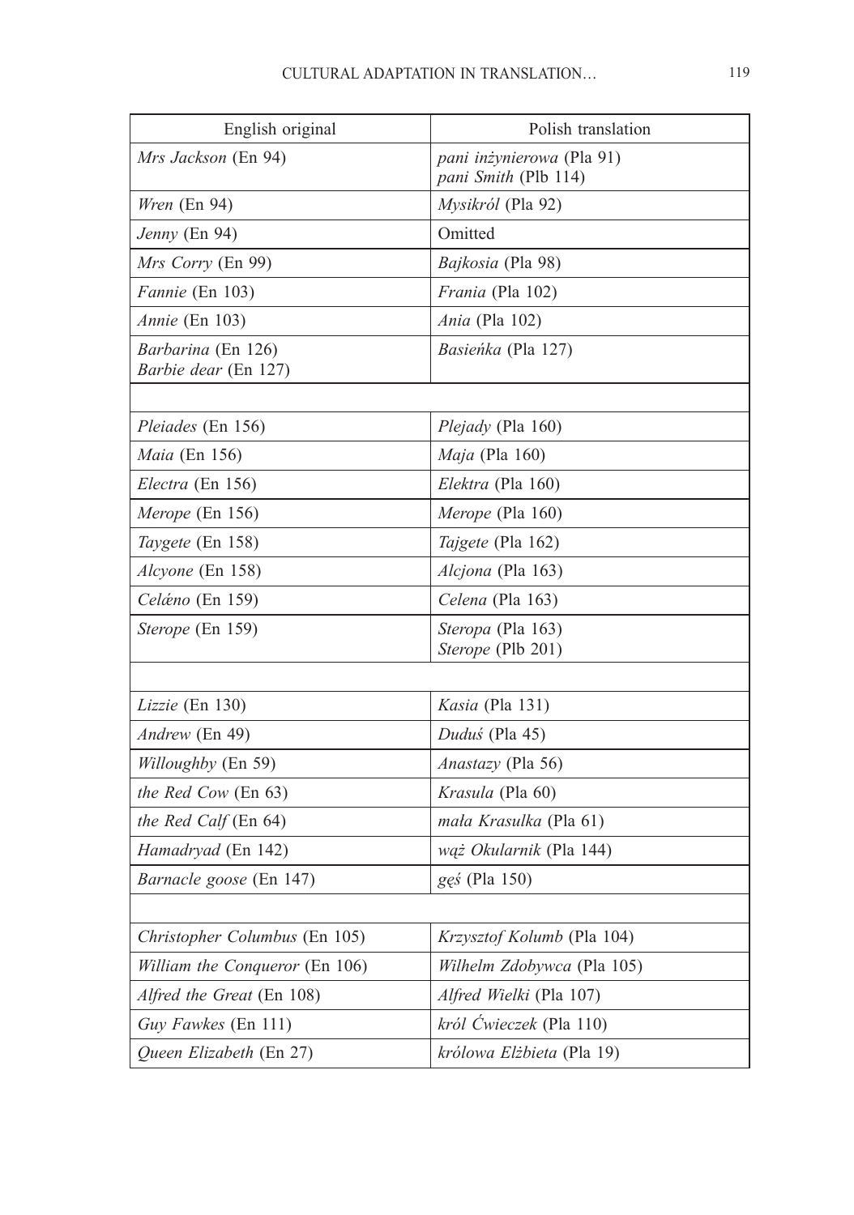| English original | Polish translation |
| --- | --- |
| *Mrs Jackson* (En 94) | *pani inżynierowa* (Pla 91)<br>*pani Smith* (Plb 114) |
| *Wren* (En 94) | *Mysikról* (Pla 92) |
| *Jenny* (En 94) | Omitted |
| *Mrs Corry* (En 99) | *Bajkosia* (Pla 98) |
| *Fannie* (En 103) | *Frania* (Pla 102) |
| *Annie* (En 103) | *Ania* (Pla 102) |
| *Barbarina* (En 126)<br>*Barbie dear* (En 127) | *Basieńka* (Pla 127) |
| | |
| *Pleiades* (En 156) | *Plejady* (Pla 160) |
| *Maia* (En 156) | *Maja* (Pla 160) |
| *Electra* (En 156) | *Elektra* (Pla 160) |
| *Merope* (En 156) | *Merope* (Pla 160) |
| *Taygete* (En 158) | *Tajgete* (Pla 162) |
| *Alcyone* (En 158) | *Alcjona* (Pla 163) |
| *Celæno* (En 159) | *Celena* (Pla 163) |
| *Sterope* (En 159) | *Steropa* (Pla 163)<br>*Sterope* (Plb 201) |
| | |
| *Lizzie* (En 130) | *Kasia* (Pla 131) |
| *Andrew* (En 49) | *Duduś* (Pla 45) |
| *Willoughby* (En 59) | *Anastazy* (Pla 56) |
| *the Red Cow* (En 63) | *Krasula* (Pla 60) |
| *the Red Calf* (En 64) | *mała Krasulka* (Pla 61) |
| *Hamadryad* (En 142) | *wąż Okularnik* (Pla 144) |
| *Barnacle goose* (En 147) | *gęś* (Pla 150) |
| | |
| *Christopher Columbus* (En 105) | *Krzysztof Kolumb* (Pla 104) |
| *William the Conqueror* (En 106) | *Wilhelm Zdobywca* (Pla 105) |
| *Alfred the Great* (En 108) | *Alfred Wielki* (Pla 107) |
| *Guy Fawkes* (En 111) | *król Ćwieczek* (Pla 110) |
| *Queen Elizabeth* (En 27) | *królowa Elżbieta* (Pla 19) |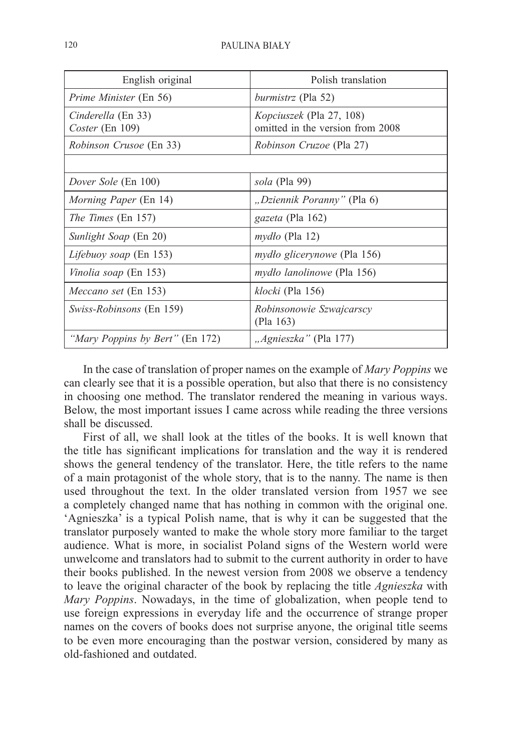| English original | Polish translation |
| --- | --- |
| *Prime Minister* (En 56) | *burmistrz* (Pla 52) |
| *Cinderella* (En 33)<br>*Coster* (En 109) | *Kopciuszek* (Pla 27, 108)<br>omitted in the version from 2008 |
| *Robinson Crusoe* (En 33) | *Robinson Cruzoe* (Pla 27) |
| | |
| *Dover Sole* (En 100) | *sola* (Pla 99) |
| *Morning Paper* (En 14) | *„Dziennik Poranny"* (Pla 6) |
| *The Times* (En 157) | *gazeta* (Pla 162) |
| *Sunlight Soap* (En 20) | *mydło* (Pla 12) |
| *Lifebuoy soap* (En 153) | *mydło glicerynowe* (Pla 156) |
| *Vinolia soap* (En 153) | *mydło lanolinowe* (Pla 156) |
| *Meccano set* (En 153) | *klocki* (Pla 156) |
| *Swiss-Robinsons* (En 159) | *Robinsonowie Szwajcarscy* (Pla 163) |
| *"Mary Poppins by Bert"* (En 172) | *„Agnieszka"* (Pla 177) |

In the case of translation of proper names on the example of *Mary Poppins* we can clearly see that it is a possible operation, but also that there is no consistency in choosing one method. The translator rendered the meaning in various ways. Below, the most important issues I came across while reading the three versions shall be discussed.

First of all, we shall look at the titles of the books. It is well known that the title has significant implications for translation and the way it is rendered shows the general tendency of the translator. Here, the title refers to the name of a main protagonist of the whole story, that is to the nanny. The name is then used throughout the text. In the older translated version from 1957 we see a completely changed name that has nothing in common with the original one. 'Agnieszka' is a typical Polish name, that is why it can be suggested that the translator purposely wanted to make the whole story more familiar to the target audience. What is more, in socialist Poland signs of the Western world were unwelcome and translators had to submit to the current authority in order to have their books published. In the newest version from 2008 we observe a tendency to leave the original character of the book by replacing the title *Agnieszka* with *Mary Poppins*. Nowadays, in the time of globalization, when people tend to use foreign expressions in everyday life and the occurrence of strange proper names on the covers of books does not surprise anyone, the original title seems to be even more encouraging than the postwar version, considered by many as old-fashioned and outdated.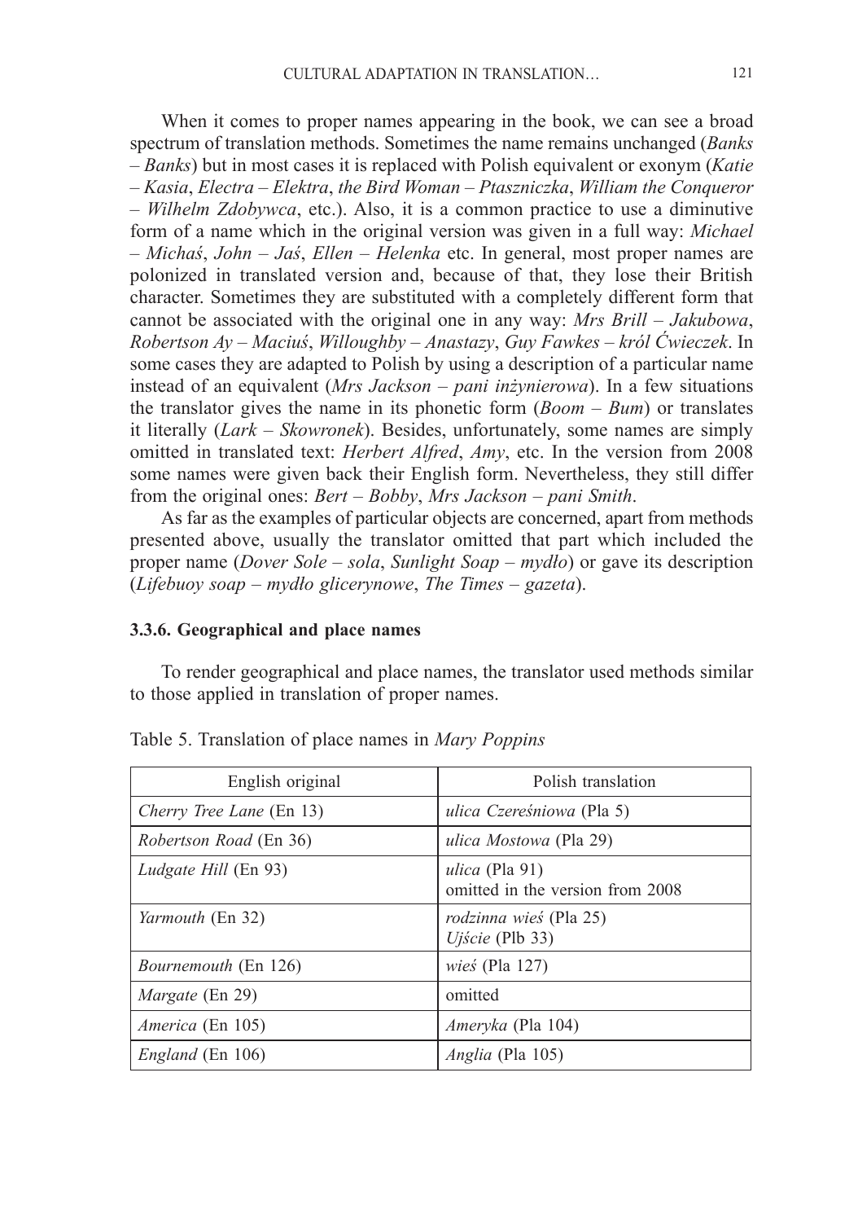When it comes to proper names appearing in the book, we can see a broad spectrum of translation methods. Sometimes the name remains unchanged (*Banks – Banks*) but in most cases it is replaced with Polish equivalent or exonym (*Katie – Kasia*, *Electra – Elektra*, *the Bird Woman – Ptaszniczka*, *William the Conqueror – Wilhelm Zdobywca*, etc.). Also, it is a common practice to use a diminutive form of a name which in the original version was given in a full way: *Michael – Michaś*, *John – Jaś*, *Ellen – Helenka* etc. In general, most proper names are polonized in translated version and, because of that, they lose their British character. Sometimes they are substituted with a completely different form that cannot be associated with the original one in any way: *Mrs Brill – Jakubowa*, *Robertson Ay – Maciuś*, *Willoughby – Anastazy*, *Guy Fawkes – król Ćwieczek*. In some cases they are adapted to Polish by using a description of a particular name instead of an equivalent (*Mrs Jackson – pani inżynierowa*). In a few situations the translator gives the name in its phonetic form (*Boom – Bum*) or translates it literally (*Lark – Skowronek*). Besides, unfortunately, some names are simply omitted in translated text: *Herbert Alfred*, *Amy*, etc. In the version from 2008 some names were given back their English form. Nevertheless, they still differ from the original ones: *Bert – Bobby*, *Mrs Jackson – pani Smith*.

As far as the examples of particular objects are concerned, apart from methods presented above, usually the translator omitted that part which included the proper name (*Dover Sole – sola*, *Sunlight Soap – mydło*) or gave its description (*Lifebuoy soap – mydło glicerynowe*, *The Times – gazeta*).

### 3.3.6. Geographical and place names

To render geographical and place names, the translator used methods similar to those applied in translation of proper names.

Table 5. Translation of place names in *Mary Poppins*

| English original | Polish translation |
|---|---|
| *Cherry Tree Lane* (En 13) | *ulica Czereśniowa* (Pla 5) |
| *Robertson Road* (En 36) | *ulica Mostowa* (Pla 29) |
| *Ludgate Hill* (En 93) | *ulica* (Pla 91)<br>omitted in the version from 2008 |
| *Yarmouth* (En 32) | *rodzinna wieś* (Pla 25)<br>*Ujście* (Plb 33) |
| *Bournemouth* (En 126) | *wieś* (Pla 127) |
| *Margate* (En 29) | omitted |
| *America* (En 105) | *Ameryka* (Pla 104) |
| *England* (En 106) | *Anglia* (Pla 105) |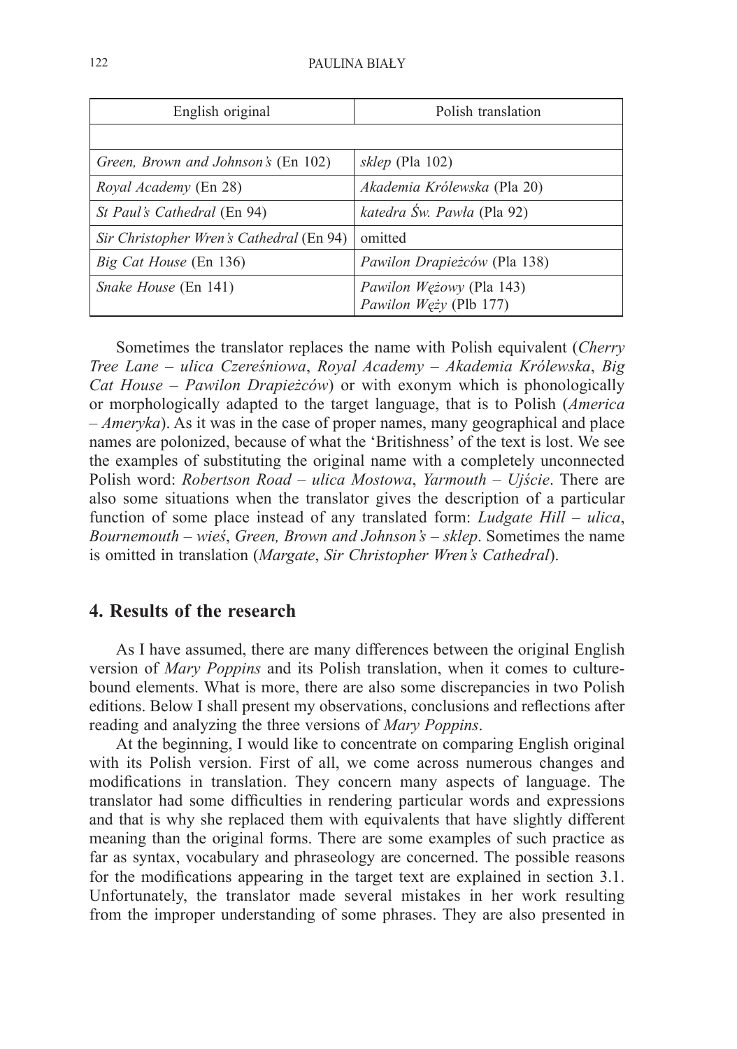| English original | Polish translation |
| --- | --- |
| | |
| *Green, Brown and Johnson's* (En 102) | *sklep* (Pla 102) |
| *Royal Academy* (En 28) | *Akademia Królewska* (Pla 20) |
| *St Paul's Cathedral* (En 94) | *katedra Św. Pawła* (Pla 92) |
| *Sir Christopher Wren's Cathedral* (En 94) | omitted |
| *Big Cat House* (En 136) | *Pawilon Drapieżców* (Pla 138) |
| *Snake House* (En 141) | *Pawilon Wężowy* (Pla 143) *Pawilon Węży* (Plb 177) |

Sometimes the translator replaces the name with Polish equivalent (*Cherry Tree Lane* – *ulica Czereśniowa*, *Royal Academy* – *Akademia Królewska*, *Big Cat House* – *Pawilon Drapieżców*) or with exonym which is phonologically or morphologically adapted to the target language, that is to Polish (*America* – *Ameryka*). As it was in the case of proper names, many geographical and place names are polonized, because of what the 'Britishness' of the text is lost. We see the examples of substituting the original name with a completely unconnected Polish word: *Robertson Road* – *ulica Mostowa*, *Yarmouth* – *Ujście*. There are also some situations when the translator gives the description of a particular function of some place instead of any translated form: *Ludgate Hill* – *ulica*, *Bournemouth* – *wieś*, *Green, Brown and Johnson's* – *sklep*. Sometimes the name is omitted in translation (*Margate*, *Sir Christopher Wren's Cathedral*).

## 4. Results of the research

As I have assumed, there are many differences between the original English version of *Mary Poppins* and its Polish translation, when it comes to culture-bound elements. What is more, there are also some discrepancies in two Polish editions. Below I shall present my observations, conclusions and reflections after reading and analyzing the three versions of *Mary Poppins*.

At the beginning, I would like to concentrate on comparing English original with its Polish version. First of all, we come across numerous changes and modifications in translation. They concern many aspects of language. The translator had some difficulties in rendering particular words and expressions and that is why she replaced them with equivalents that have slightly different meaning than the original forms. There are some examples of such practice as far as syntax, vocabulary and phraseology are concerned. The possible reasons for the modifications appearing in the target text are explained in section 3.1. Unfortunately, the translator made several mistakes in her work resulting from the improper understanding of some phrases. They are also presented in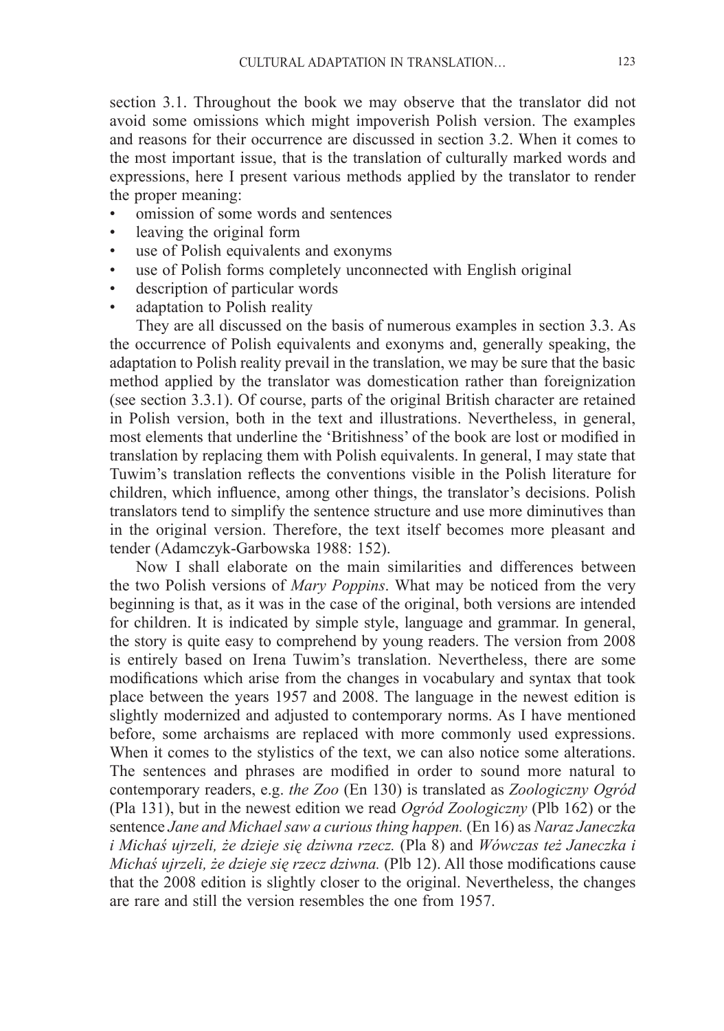section 3.1. Throughout the book we may observe that the translator did not avoid some omissions which might impoverish Polish version. The examples and reasons for their occurrence are discussed in section 3.2. When it comes to the most important issue, that is the translation of culturally marked words and expressions, here I present various methods applied by the translator to render the proper meaning:

- omission of some words and sentences
- leaving the original form
- use of Polish equivalents and exonyms
- use of Polish forms completely unconnected with English original
- description of particular words
- adaptation to Polish reality

They are all discussed on the basis of numerous examples in section 3.3. As the occurrence of Polish equivalents and exonyms and, generally speaking, the adaptation to Polish reality prevail in the translation, we may be sure that the basic method applied by the translator was domestication rather than foreignization (see section 3.3.1). Of course, parts of the original British character are retained in Polish version, both in the text and illustrations. Nevertheless, in general, most elements that underline the 'Britishness' of the book are lost or modified in translation by replacing them with Polish equivalents. In general, I may state that Tuwim's translation reflects the conventions visible in the Polish literature for children, which influence, among other things, the translator's decisions. Polish translators tend to simplify the sentence structure and use more diminutives than in the original version. Therefore, the text itself becomes more pleasant and tender (Adamczyk-Garbowska 1988: 152).

Now I shall elaborate on the main similarities and differences between the two Polish versions of *Mary Poppins*. What may be noticed from the very beginning is that, as it was in the case of the original, both versions are intended for children. It is indicated by simple style, language and grammar. In general, the story is quite easy to comprehend by young readers. The version from 2008 is entirely based on Irena Tuwim's translation. Nevertheless, there are some modifications which arise from the changes in vocabulary and syntax that took place between the years 1957 and 2008. The language in the newest edition is slightly modernized and adjusted to contemporary norms. As I have mentioned before, some archaisms are replaced with more commonly used expressions. When it comes to the stylistics of the text, we can also notice some alterations. The sentences and phrases are modified in order to sound more natural to contemporary readers, e.g. *the Zoo* (En 130) is translated as *Zoologiczny Ogród* (Pla 131), but in the newest edition we read *Ogród Zoologiczny* (Plb 162) or the sentence *Jane and Michael saw a curious thing happen.* (En 16) as *Naraz Janeczka i Michaś ujrzeli, że dzieje się dziwna rzecz.* (Pla 8) and *Wówczas też Janeczka i Michaś ujrzeli, że dzieje się rzecz dziwna.* (Plb 12). All those modifications cause that the 2008 edition is slightly closer to the original. Nevertheless, the changes are rare and still the version resembles the one from 1957.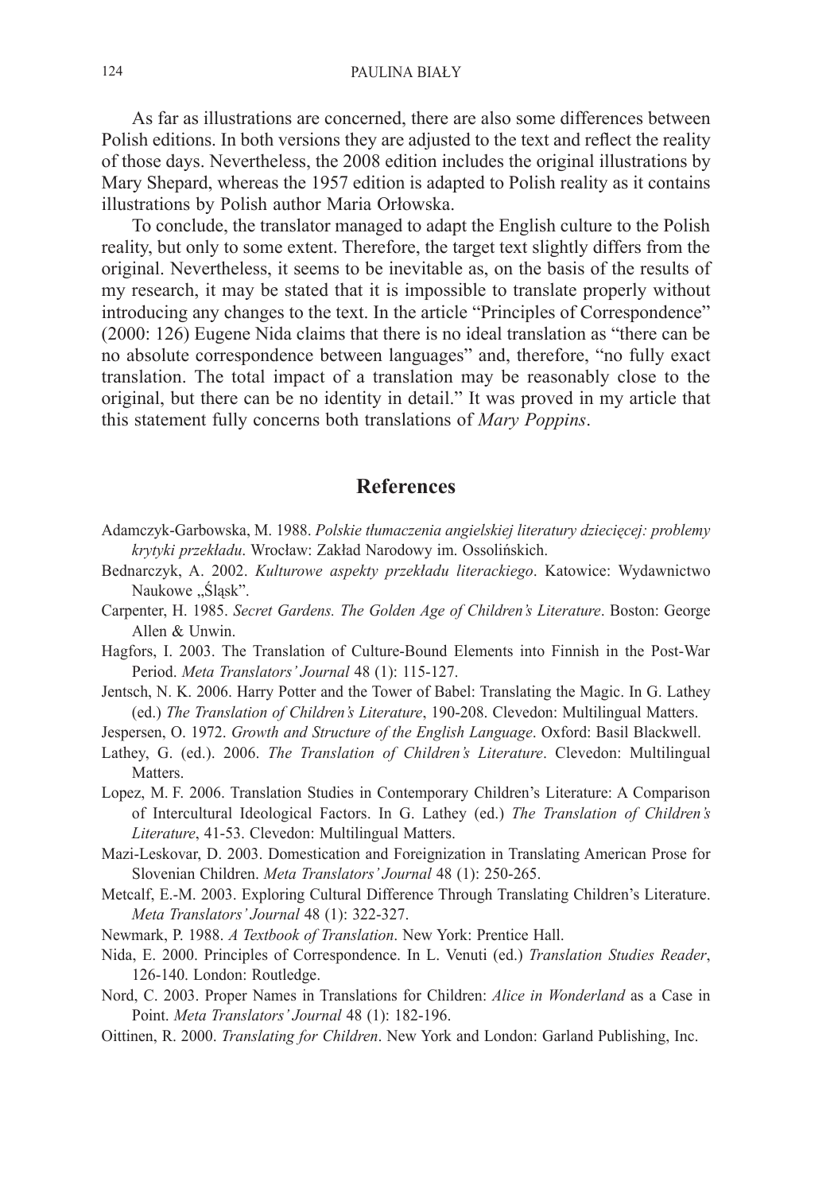As far as illustrations are concerned, there are also some differences between Polish editions. In both versions they are adjusted to the text and reflect the reality of those days. Nevertheless, the 2008 edition includes the original illustrations by Mary Shepard, whereas the 1957 edition is adapted to Polish reality as it contains illustrations by Polish author Maria Orłowska.

To conclude, the translator managed to adapt the English culture to the Polish reality, but only to some extent. Therefore, the target text slightly differs from the original. Nevertheless, it seems to be inevitable as, on the basis of the results of my research, it may be stated that it is impossible to translate properly without introducing any changes to the text. In the article "Principles of Correspondence" (2000: 126) Eugene Nida claims that there is no ideal translation as "there can be no absolute correspondence between languages" and, therefore, "no fully exact translation. The total impact of a translation may be reasonably close to the original, but there can be no identity in detail." It was proved in my article that this statement fully concerns both translations of *Mary Poppins*.

## References

Adamczyk-Garbowska, M. 1988. *Polskie tłumaczenia angielskiej literatury dziecięcej: problemy krytyki przekładu*. Wrocław: Zakład Narodowy im. Ossolińskich.

Bednarczyk, A. 2002. *Kulturowe aspekty przekładu literackiego*. Katowice: Wydawnictwo Naukowe „Śląsk".

Carpenter, H. 1985. *Secret Gardens. The Golden Age of Children's Literature*. Boston: George Allen & Unwin.

Hagfors, I. 2003. The Translation of Culture-Bound Elements into Finnish in the Post-War Period. *Meta Translators' Journal* 48 (1): 115-127.

Jentsch, N. K. 2006. Harry Potter and the Tower of Babel: Translating the Magic. In G. Lathey (ed.) *The Translation of Children's Literature*, 190-208. Clevedon: Multilingual Matters.

Jespersen, O. 1972. *Growth and Structure of the English Language*. Oxford: Basil Blackwell.

Lathey, G. (ed.). 2006. *The Translation of Children's Literature*. Clevedon: Multilingual Matters.

Lopez, M. F. 2006. Translation Studies in Contemporary Children's Literature: A Comparison of Intercultural Ideological Factors. In G. Lathey (ed.) *The Translation of Children's Literature*, 41-53. Clevedon: Multilingual Matters.

Mazi-Leskovar, D. 2003. Domestication and Foreignization in Translating American Prose for Slovenian Children. *Meta Translators' Journal* 48 (1): 250-265.

Metcalf, E.-M. 2003. Exploring Cultural Difference Through Translating Children's Literature. *Meta Translators' Journal* 48 (1): 322-327.

Newmark, P. 1988. *A Textbook of Translation*. New York: Prentice Hall.

Nida, E. 2000. Principles of Correspondence. In L. Venuti (ed.) *Translation Studies Reader*, 126-140. London: Routledge.

Nord, C. 2003. Proper Names in Translations for Children: *Alice in Wonderland* as a Case in Point. *Meta Translators' Journal* 48 (1): 182-196.

Oittinen, R. 2000. *Translating for Children*. New York and London: Garland Publishing, Inc.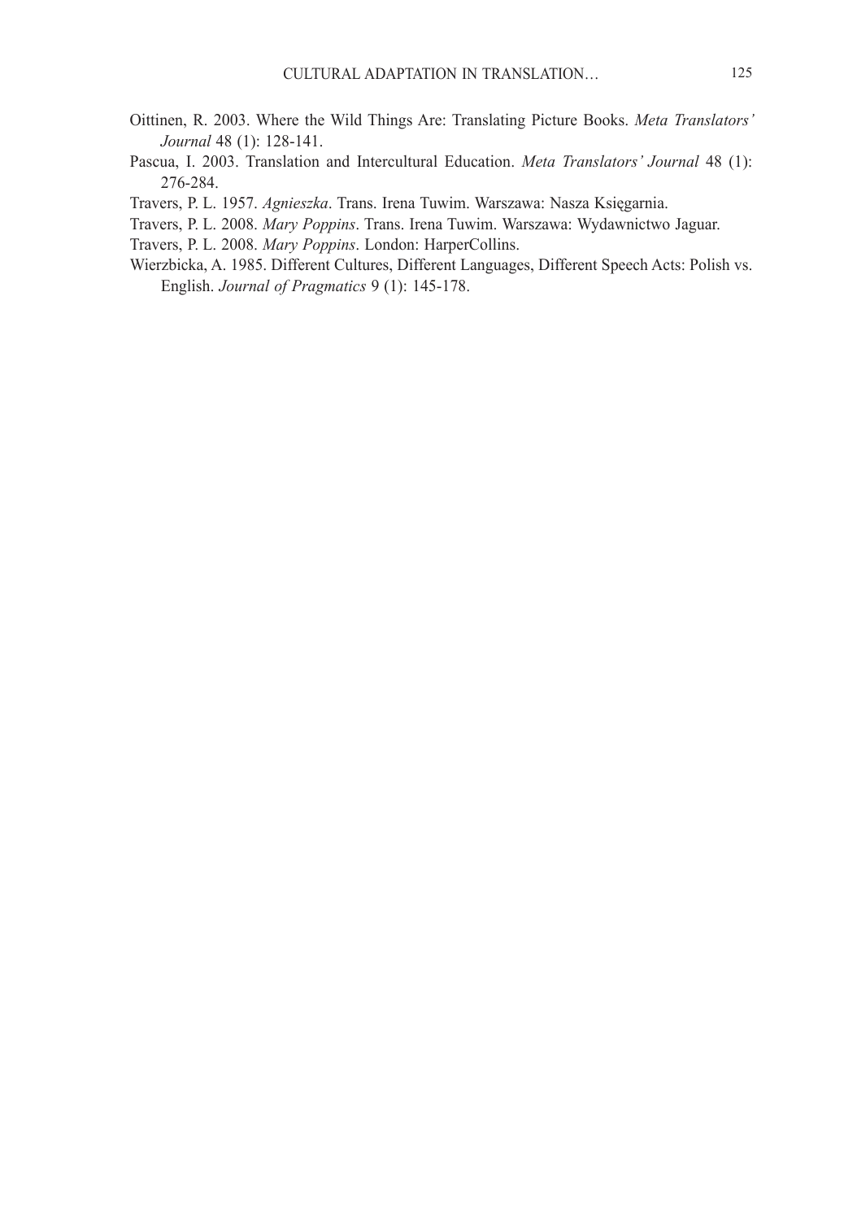Oittinen, R. 2003. Where the Wild Things Are: Translating Picture Books. *Meta Translators' Journal* 48 (1): 128-141.

Pascua, I. 2003. Translation and Intercultural Education. *Meta Translators' Journal* 48 (1): 276-284.

Travers, P. L. 1957. *Agnieszka*. Trans. Irena Tuwim. Warszawa: Nasza Księgarnia.

Travers, P. L. 2008. *Mary Poppins*. Trans. Irena Tuwim. Warszawa: Wydawnictwo Jaguar.

Travers, P. L. 2008. *Mary Poppins*. London: HarperCollins.

Wierzbicka, A. 1985. Different Cultures, Different Languages, Different Speech Acts: Polish vs. English. *Journal of Pragmatics* 9 (1): 145-178.